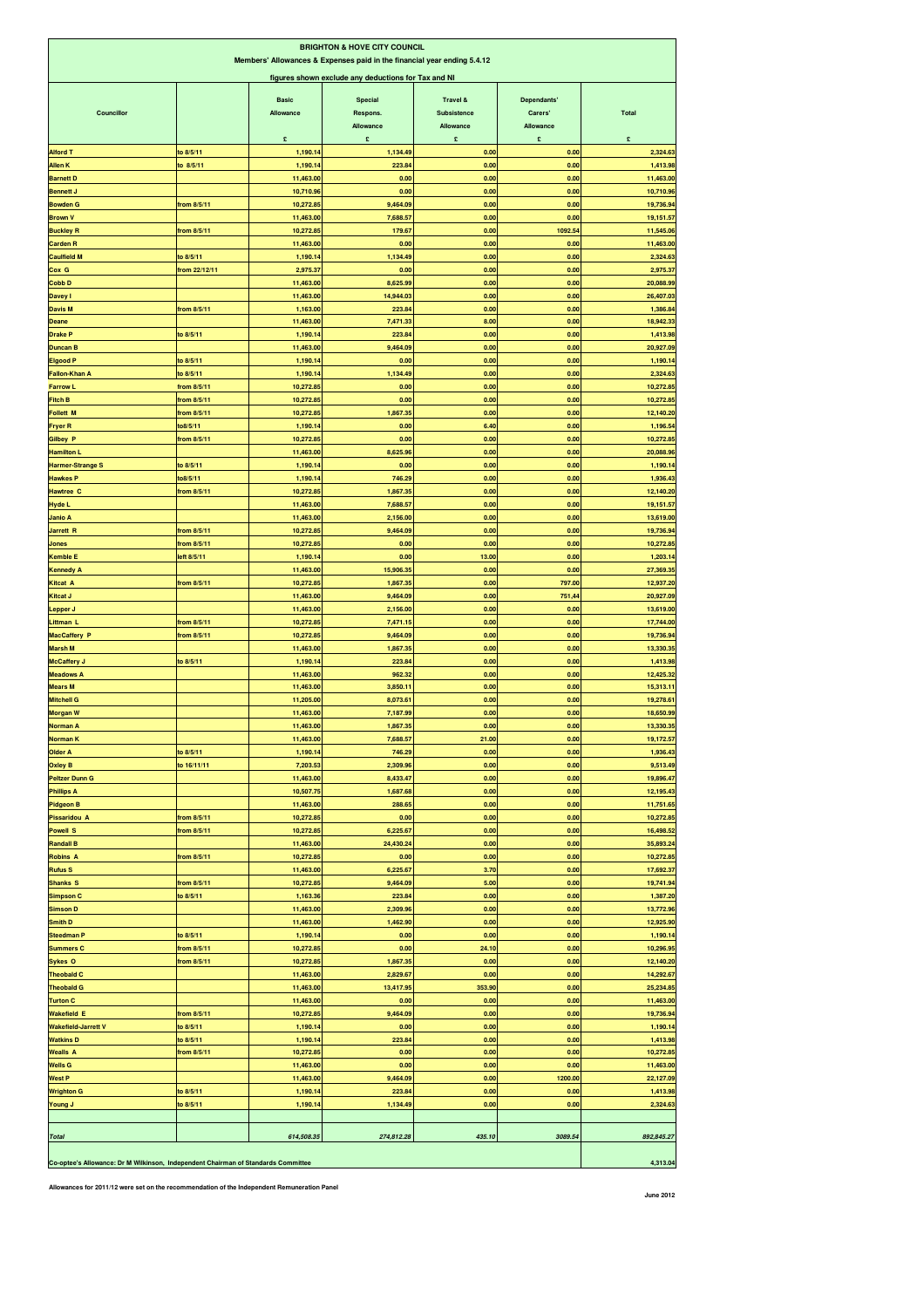# BRIGHTON & HOVE CITY COUNCIL

## Members' Allowances & Expenses paid in the financial year ending 5.4.12

### figures shown exclude any deductions for Tax and NI

| Councillor | | Basic Allowance £ | Special Respons. Allowance £ | Travel & Subsistence Allowance £ | Dependants' Carers' Allowance £ | Total £ |
|---|---|---|---|---|---|---|
| Alford T | to 8/5/11 | 1,190.14 | 1,134.49 | 0.00 | 0.00 | 2,324.63 |
| Allen K | to 8/5/11 | 1,190.14 | 223.84 | 0.00 | 0.00 | 1,413.98 |
| Barnett D | | 11,463.00 | 0.00 | 0.00 | 0.00 | 11,463.00 |
| Bennett J | | 10,710.96 | 0.00 | 0.00 | 0.00 | 10,710.96 |
| Bowden G | from 8/5/11 | 10,272.85 | 9,464.09 | 0.00 | 0.00 | 19,736.94 |
| Brown V | | 11,463.00 | 7,688.57 | 0.00 | 0.00 | 19,151.57 |
| Buckley R | from 8/5/11 | 10,272.85 | 179.67 | 0.00 | 1092.54 | 11,545.06 |
| Carden R | | 11,463.00 | 0.00 | 0.00 | 0.00 | 11,463.00 |
| Caulfield M | to 8/5/11 | 1,190.14 | 1,134.49 | 0.00 | 0.00 | 2,324.63 |
| Cox G | from 22/12/11 | 2,975.37 | 0.00 | 0.00 | 0.00 | 2,975.37 |
| Cobb D | | 11,463.00 | 8,625.99 | 0.00 | 0.00 | 20,088.99 |
| Davey I | | 11,463.00 | 14,944.03 | 0.00 | 0.00 | 26,407.03 |
| Davis M | from 8/5/11 | 1,163.00 | 223.84 | 0.00 | 0.00 | 1,386.84 |
| Deane | | 11,463.00 | 7,471.33 | 8.00 | 0.00 | 18,942.33 |
| Drake P | to 8/5/11 | 1,190.14 | 223.84 | 0.00 | 0.00 | 1,413.98 |
| Duncan B | | 11,463.00 | 9,464.09 | 0.00 | 0.00 | 20,927.09 |
| Elgood P | to 8/5/11 | 1,190.14 | 0.00 | 0.00 | 0.00 | 1,190.14 |
| Fallon-Khan A | to 8/5/11 | 1,190.14 | 1,134.49 | 0.00 | 0.00 | 2,324.63 |
| Farrow L | from 8/5/11 | 10,272.85 | 0.00 | 0.00 | 0.00 | 10,272.85 |
| Fitch B | from 8/5/11 | 10,272.85 | 0.00 | 0.00 | 0.00 | 10,272.85 |
| Follett M | from 8/5/11 | 10,272.85 | 1,867.35 | 0.00 | 0.00 | 12,140.20 |
| Fryer R | to8/5/11 | 1,190.14 | 0.00 | 6.40 | 0.00 | 1,196.54 |
| Gilbey P | from 8/5/11 | 10,272.85 | 0.00 | 0.00 | 0.00 | 10,272.85 |
| Hamilton L | | 11,463.00 | 8,625.96 | 0.00 | 0.00 | 20,088.96 |
| Harmer-Strange S | to 8/5/11 | 1,190.14 | 0.00 | 0.00 | 0.00 | 1,190.14 |
| Hawkes P | to8/5/11 | 1,190.14 | 746.29 | 0.00 | 0.00 | 1,936.43 |
| Hawtree C | from 8/5/11 | 10,272.85 | 1,867.35 | 0.00 | 0.00 | 12,140.20 |
| Hyde L | | 11,463.00 | 7,688.57 | 0.00 | 0.00 | 19,151.57 |
| Janio A | | 11,463.00 | 2,156.00 | 0.00 | 0.00 | 13,619.00 |
| Jarrett R | from 8/5/11 | 10,272.85 | 9,464.09 | 0.00 | 0.00 | 19,736.94 |
| Jones | from 8/5/11 | 10,272.85 | 0.00 | 0.00 | 0.00 | 10,272.85 |
| Kemble E | left 8/5/11 | 1,190.14 | 0.00 | 13.00 | 0.00 | 1,203.14 |
| Kennedy A | | 11,463.00 | 15,906.35 | 0.00 | 0.00 | 27,369.35 |
| Kitcat A | from 8/5/11 | 10,272.85 | 1,867.35 | 0.00 | 797.00 | 12,937.20 |
| Kitcat J | | 11,463.00 | 9,464.09 | 0.00 | 751.44 | 20,927.09 |
| Lepper J | | 11,463.00 | 2,156.00 | 0.00 | 0.00 | 13,619.00 |
| Littman L | from 8/5/11 | 10,272.85 | 7,471.15 | 0.00 | 0.00 | 17,744.00 |
| MacCaffery P | from 8/5/11 | 10,272.85 | 9,464.09 | 0.00 | 0.00 | 19,736.94 |
| Marsh M | | 11,463.00 | 1,867.35 | 0.00 | 0.00 | 13,330.35 |
| McCaffery J | to 8/5/11 | 1,190.14 | 223.84 | 0.00 | 0.00 | 1,413.98 |
| Meadows A | | 11,463.00 | 962.32 | 0.00 | 0.00 | 12,425.32 |
| Mears M | | 11,463.00 | 3,850.11 | 0.00 | 0.00 | 15,313.11 |
| Mitchell G | | 11,205.00 | 8,073.61 | 0.00 | 0.00 | 19,278.61 |
| Morgan W | | 11,463.00 | 7,187.99 | 0.00 | 0.00 | 18,650.99 |
| Norman A | | 11,463.00 | 1,867.35 | 0.00 | 0.00 | 13,330.35 |
| Norman K | | 11,463.00 | 7,688.57 | 21.00 | 0.00 | 19,172.57 |
| Older A | to 8/5/11 | 1,190.14 | 746.29 | 0.00 | 0.00 | 1,936.43 |
| Oxley B | to 16/11/11 | 7,203.53 | 2,309.96 | 0.00 | 0.00 | 9,513.49 |
| Peltzer Dunn G | | 11,463.00 | 8,433.47 | 0.00 | 0.00 | 19,896.47 |
| Phillips A | | 10,507.75 | 1,687.68 | 0.00 | 0.00 | 12,195.43 |
| Pidgeon B | | 11,463.00 | 288.65 | 0.00 | 0.00 | 11,751.65 |
| Pissaridou A | from 8/5/11 | 10,272.85 | 0.00 | 0.00 | 0.00 | 10,272.85 |
| Powell S | from 8/5/11 | 10,272.85 | 6,225.67 | 0.00 | 0.00 | 16,498.52 |
| Randall B | | 11,463.00 | 24,430.24 | 0.00 | 0.00 | 35,893.24 |
| Robins A | from 8/5/11 | 10,272.85 | 0.00 | 0.00 | 0.00 | 10,272.85 |
| Rufus S | | 11,463.00 | 6,225.67 | 3.70 | 0.00 | 17,692.37 |
| Shanks S | from 8/5/11 | 10,272.85 | 9,464.09 | 5.00 | 0.00 | 19,741.94 |
| Simpson C | to 8/5/11 | 1,163.36 | 223.84 | 0.00 | 0.00 | 1,387.20 |
| Simson D | | 11,463.00 | 2,309.96 | 0.00 | 0.00 | 13,772.96 |
| Smith D | | 11,463.00 | 1,462.90 | 0.00 | 0.00 | 12,925.90 |
| Steedman P | to 8/5/11 | 1,190.14 | 0.00 | 0.00 | 0.00 | 1,190.14 |
| Summers C | from 8/5/11 | 10,272.85 | 0.00 | 24.10 | 0.00 | 10,296.95 |
| Sykes O | from 8/5/11 | 10,272.85 | 1,867.35 | 0.00 | 0.00 | 12,140.20 |
| Theobald C | | 11,463.00 | 2,829.67 | 0.00 | 0.00 | 14,292.67 |
| Theobald G | | 11,463.00 | 13,417.95 | 353.90 | 0.00 | 25,234.85 |
| Turton C | | 11,463.00 | 0.00 | 0.00 | 0.00 | 11,463.00 |
| Wakefield E | from 8/5/11 | 10,272.85 | 9,464.09 | 0.00 | 0.00 | 19,736.94 |
| Wakefield-Jarrett V | to 8/5/11 | 1,190.14 | 0.00 | 0.00 | 0.00 | 1,190.14 |
| Watkins D | to 8/5/11 | 1,190.14 | 223.84 | 0.00 | 0.00 | 1,413.98 |
| Wealls A | from 8/5/11 | 10,272.85 | 0.00 | 0.00 | 0.00 | 10,272.85 |
| Wells G | | 11,463.00 | 0.00 | 0.00 | 0.00 | 11,463.00 |
| West P | | 11,463.00 | 9,464.09 | 0.00 | 1200.00 | 22,127.09 |
| Wrighton G | to 8/5/11 | 1,190.14 | 223.84 | 0.00 | 0.00 | 1,413.98 |
| Young J | to 8/5/11 | 1,190.14 | 1,134.49 | 0.00 | 0.00 | 2,324.63 |
| | | | | | | |
| *Total* | | *614,508.35* | *274,812.28* | *435.10* | *3089.54* | *892,845.27* |

| | |
|---|---|
| Co-optee's Allowance: Dr M Wilkinson, Independent Chairman of Standards Committee | 4,313.04 |

Allowances for 2011/12 were set on the recommendation of the Independent Remuneration Panel

June 2012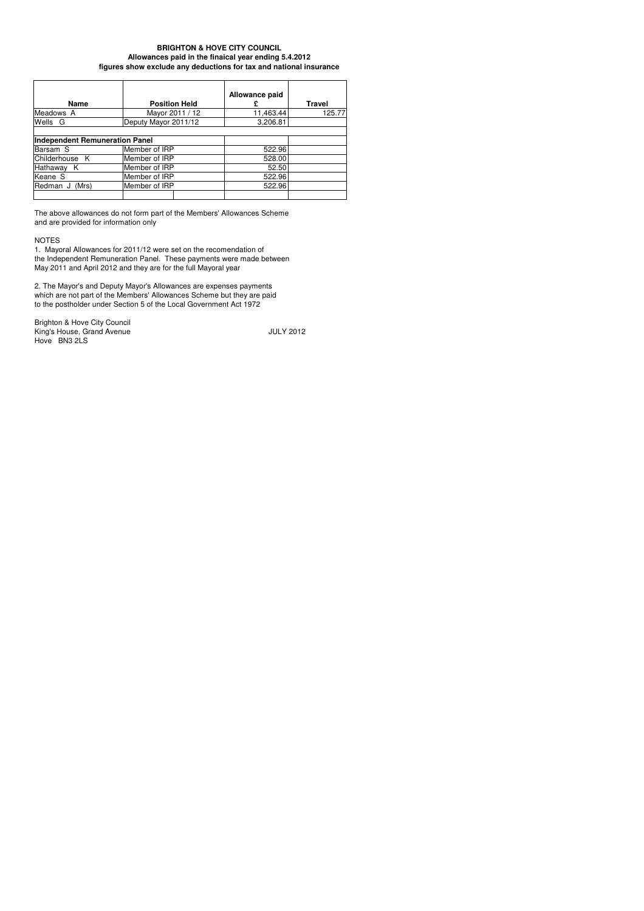**BRIGHTON & HOVE CITY COUNCIL**
**Allowances paid in the finaical year ending 5.4.2012**
**figures show exclude any deductions for tax and national insurance**

| Name | Position Held | Allowance paid £ | Travel |
|---|---|---|---|
| Meadows A | Mayor 2011 / 12 | 11,463.44 | 125.77 |
| Wells G | Deputy Mayor 2011/12 | 3,206.81 | |
| | | | |
| **Independent Remuneration Panel** | | | |
| Barsam S | Member of IRP | 522.96 | |
| Childerhouse K | Member of IRP | 528.00 | |
| Hathaway K | Member of IRP | 52.50 | |
| Keane S | Member of IRP | 522.96 | |
| Redman J (Mrs) | Member of IRP | 522.96 | |
| | | | |

The above allowances do not form part of the Members' Allowances Scheme and are provided for information only

NOTES

1. Mayoral Allowances for 2011/12 were set on the recomendation of the Independent Remuneration Panel. These payments were made between May 2011 and April 2012 and they are for the full Mayoral year

2. The Mayor's and Deputy Mayor's Allowances are expenses payments which are not part of the Members' Allowances Scheme but they are paid to the postholder under Section 5 of the Local Government Act 1972

Brighton & Hove City Council
King's House, Grand Avenue
Hove BN3 2LS

JULY 2012